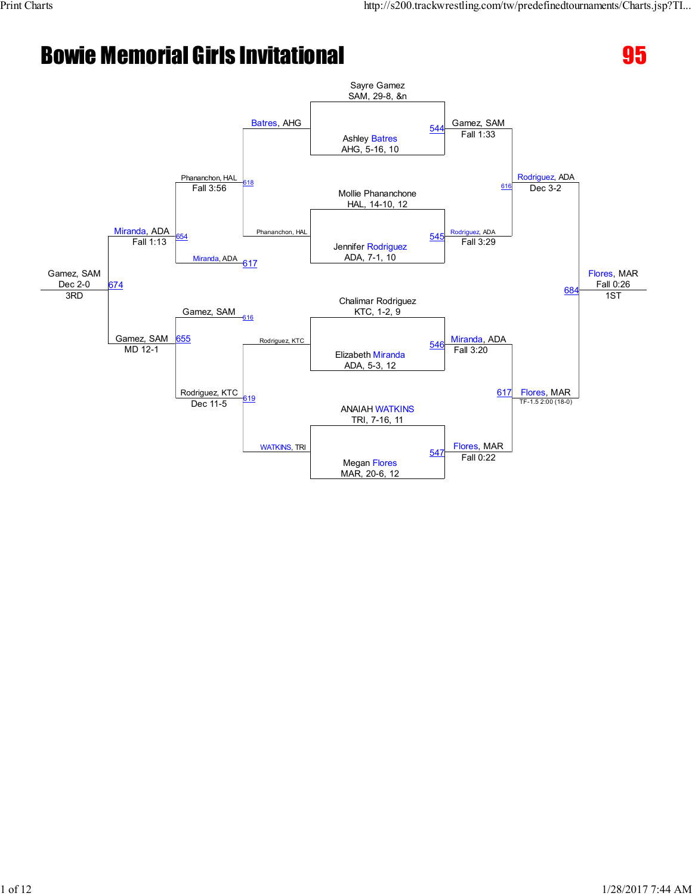# Bowie Memorial Girls Invitational

**95**

## Championship Bracket

**Quarterfinals**

- Sayre Gamez, SAM, 29-8, &n vs. Ashley Batres, AHG, 5-16, 10 — 544 — Gamez, SAM, Fall 1:33
- Mollie Phananchone, HAL, 14-10, 12 vs. Jennifer Rodriguez, ADA, 7-1, 10 — 545 — Rodriguez, ADA, Fall 3:29
- Chalimar Rodriguez, KTC, 1-2, 9 vs. Elizabeth Miranda, ADA, 5-3, 12 — 546 — Miranda, ADA, Fall 3:20
- ANAIAH WATKINS, TRI, 7-16, 11 vs. Megan Flores, MAR, 20-6, 12 — 547 — Flores, MAR, Fall 0:22

**Semifinals**

- Gamez, SAM vs. Rodriguez, ADA — 616 — Rodriguez, ADA, Dec 3-2
- Miranda, ADA vs. Flores, MAR — 617 — Flores, MAR, TF-1.5 2:00 (18-0)

**Final**

- Rodriguez, ADA vs. Flores, MAR — 684 — Flores, MAR, Fall 0:26 — 1ST

## Consolation Bracket

**Consolation Round 1**

- Batres, AHG vs. Phananchon, HAL — 618 — Phananchon, HAL, Fall 3:56
- Rodriguez, KTC vs. WATKINS, TRI — 619 — Rodriguez, KTC, Dec 11-5

**Consolation Semifinals**

- Phananchon, HAL vs. Miranda, ADA (617) — 654 — Miranda, ADA, Fall 1:13
- Gamez, SAM (616) vs. Rodriguez, KTC — 655 — Gamez, SAM, MD 12-1

**3rd Place**

- Miranda, ADA vs. Gamez, SAM — 674 — Gamez, SAM, Dec 2-0 — 3RD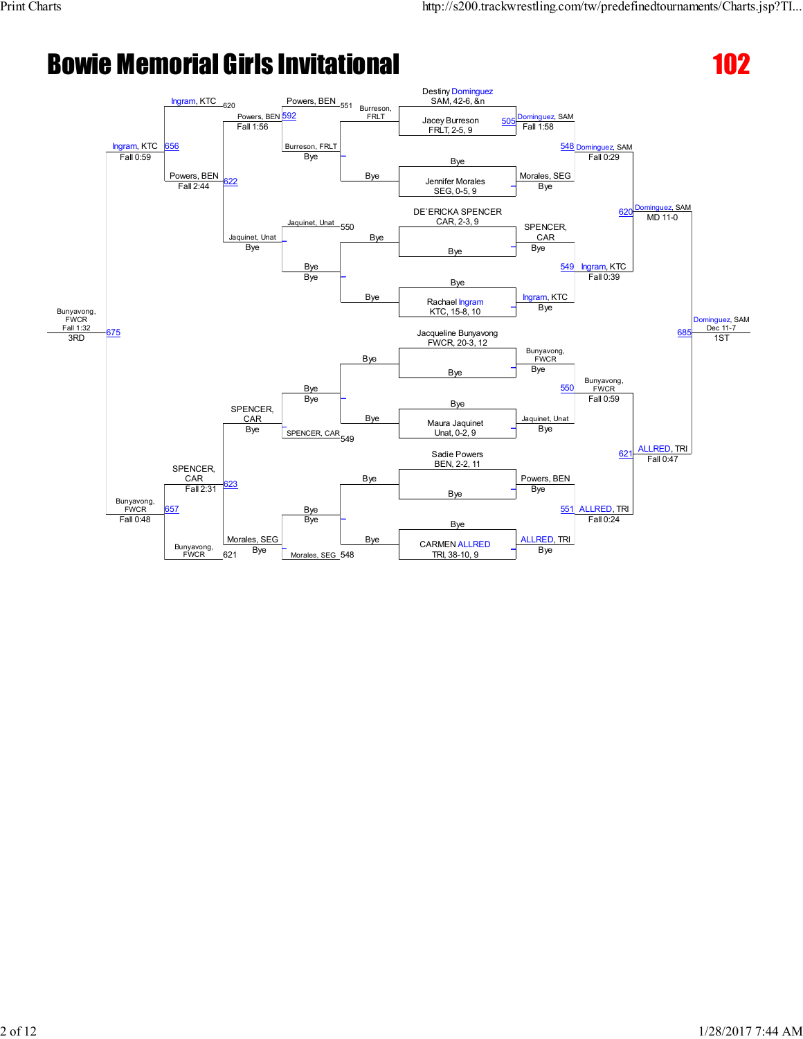# Bowie Memorial Girls Invitational

## 102

### Championship Bracket

**Entrants (seeded draw):**

- Destiny Dominguez, SAM, 42-6, &n
- Jacey Burreson, FRLT, 2-5, 9
- Bye
- Jennifer Morales, SEG, 0-5, 9
- DE`ERICKA SPENCER, CAR, 2-3, 9
- Bye
- Bye
- Rachael Ingram, KTC, 15-8, 10
- Jacqueline Bunyavong, FWCR, 20-3, 12
- Bye
- Bye
- Maura Jaquinet, Unat, 0-2, 9
- Sadie Powers, BEN, 2-2, 11
- Bye
- Bye
- CARMEN ALLRED, TRI, 38-10, 9

**First round:**

- 505 Dominguez, SAM — Fall 1:58
- Morales, SEG — Bye
- SPENCER, CAR — Bye
- Ingram, KTC — Bye
- Bunyavong, FWCR — Bye
- Jaquinet, Unat — Bye
- Powers, BEN — Bye
- ALLRED, TRI — Bye

**Quarterfinals:**

- 548 Dominguez, SAM — Fall 0:29
- 549 Ingram, KTC — Fall 0:39
- 550 Bunyavong, FWCR — Fall 0:59
- 551 ALLRED, TRI — Fall 0:24

**Semifinals:**

- 620 Dominguez, SAM — MD 11-0
- 621 ALLRED, TRI — Fall 0:47

**Final:**

- 685 Dominguez, SAM — Dec 11-7 — **1ST**

### Consolation Bracket

**Consolation first round:**

- 551 Burreson, FRLT — Bye (Bye vs. Burreson, FRLT)
- 550 Jaquinet, Unat — Bye (Bye vs. Bye)
- 549 SPENCER, CAR — Bye (Bye vs. Bye)
- 548 Morales, SEG — Bye (Bye vs. Bye)

**Consolation second round:**

- 592 Powers, BEN — Fall 1:56 (Powers, BEN vs. Burreson, FRLT)
- Jaquinet, Unat — Bye
- SPENCER, CAR — Bye
- Morales, SEG — Bye

**Consolation third round:**

- 620 Ingram, KTC
- 622 Powers, BEN — Fall 2:44 (Powers, BEN vs. Jaquinet, Unat)
- 623 SPENCER, CAR — Fall 2:31 (SPENCER, CAR vs. Morales, SEG)
- 621 Bunyavong, FWCR

**Consolation semifinals:**

- 656 Ingram, KTC — Fall 0:59
- 657 Bunyavong, FWCR — Fall 0:48

**3rd place:**

- 675 Bunyavong, FWCR — Fall 1:32 — **3RD**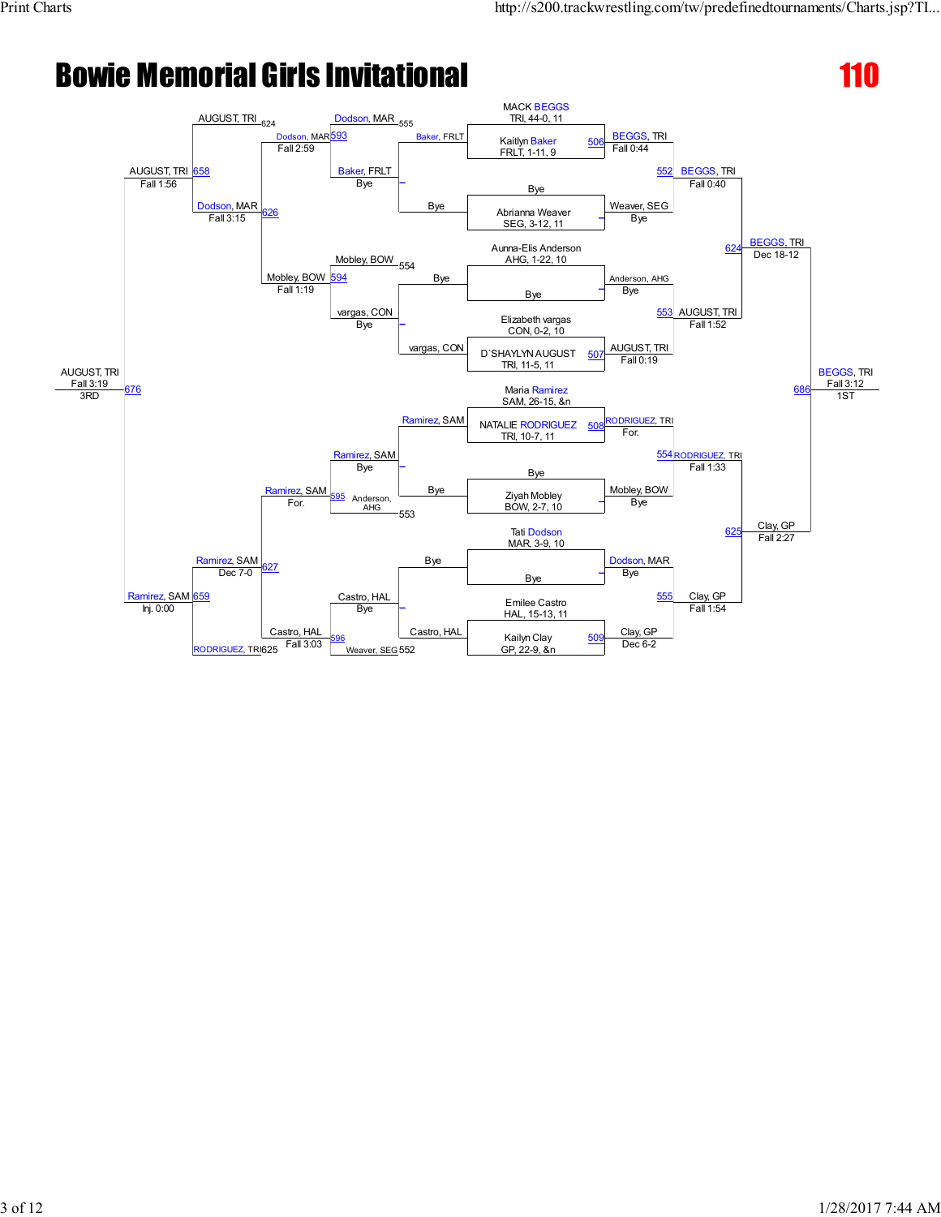# Bowie Memorial Girls Invitational

## 110

### Championship Bracket

**Round 1 / Quarterfinals**

- MACK BEGGS, TRI, 44-0, 11 vs. Kaitlyn Baker, FRLT, 1-11, 9 — 506: BEGGS, TRI, Fall 0:44
- Bye vs. Abrianna Weaver, SEG, 3-12, 11 — Weaver, SEG, Bye
- Aunna-Elis Anderson, AHG, 1-22, 10 vs. Bye — Anderson, AHG, Bye
- Elizabeth vargas, CON, 0-2, 10 vs. D`SHAYLYN AUGUST, TRI, 11-5, 11 — 507: AUGUST, TRI, Fall 0:19
- Maria Ramirez, SAM, 26-15, &n vs. NATALIE RODRIGUEZ, TRI, 10-7, 11 — 508: RODRIGUEZ, TRI, For.
- Bye vs. Ziyah Mobley, BOW, 2-7, 10 — Mobley, BOW, Bye
- Tati Dodson, MAR, 3-9, 10 vs. Bye — Dodson, MAR, Bye
- Emilee Castro, HAL, 15-13, 11 vs. Kailyn Clay, GP, 22-9, &n — 509: Clay, GP, Dec 6-2

**Semifinals**

- 552: BEGGS, TRI, Fall 0:40
- 553: AUGUST, TRI, Fall 1:52
- 554: RODRIGUEZ, TRI, Fall 1:33
- 555: Clay, GP, Fall 1:54

**Finals**

- 624: BEGGS, TRI, Dec 18-12
- 625: Clay, GP, Fall 2:27
- 686: BEGGS, TRI, Fall 3:12 — 1ST

### Consolation Bracket

- Baker, FRLT vs. Bye — Baker, FRLT, Bye
- Bye vs. vargas, CON — vargas, CON, Bye
- Ramirez, SAM vs. Bye — Ramirez, SAM, Bye
- Bye vs. Castro, HAL — Castro, HAL, Bye
- 593: Dodson, MAR (from 555) vs. Baker, FRLT — Dodson, MAR, Fall 2:59
- 594: Mobley, BOW (from 554) vs. vargas, CON — Mobley, BOW, Fall 1:19
- 595: Ramirez, SAM vs. Anderson, AHG (from 553) — Ramirez, SAM, For.
- 596: Castro, HAL vs. Weaver, SEG (from 552) — Castro, HAL, Fall 3:03
- 626: AUGUST, TRI (from 624) vs. Dodson, MAR — Dodson, MAR, Fall 3:15
- 627: Ramirez, SAM vs. Castro, HAL — Ramirez, SAM, Dec 7-0
- 658: AUGUST, TRI vs. Dodson, MAR — AUGUST, TRI, Fall 1:56
- 659: Ramirez, SAM vs. RODRIGUEZ, TRI (from 625) — Ramirez, SAM, Inj. 0:00
- 676: AUGUST, TRI, Fall 3:19 — 3RD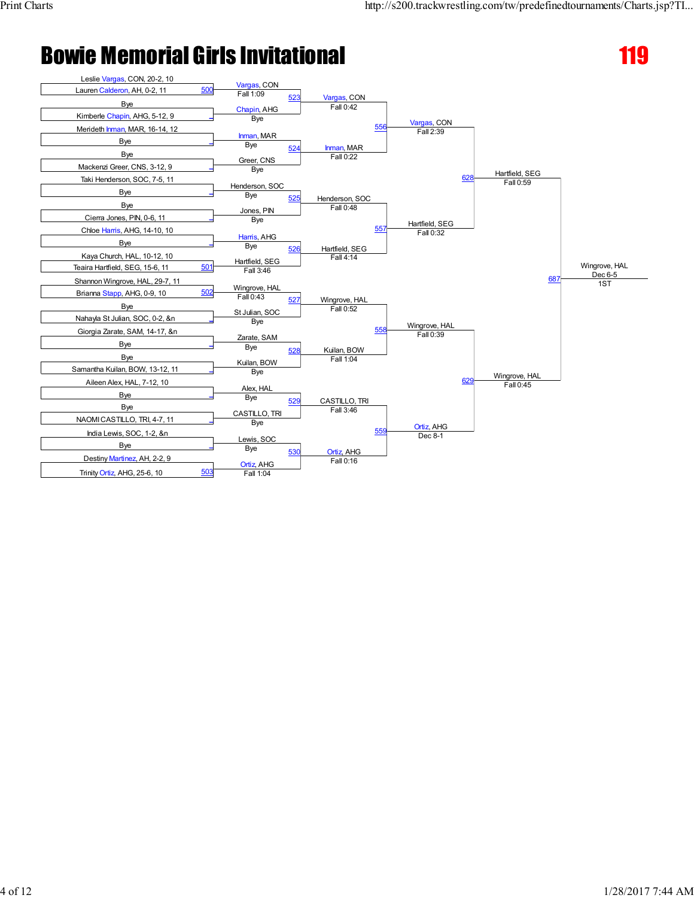# Bowie Memorial Girls Invitational

## 119

### First Round

| Bout | Wrestler 1 | Wrestler 2 | Winner | Result |
|---|---|---|---|---|
| 500 | Leslie Vargas, CON, 20-2, 10 | Lauren Calderon, AH, 0-2, 11 | Vargas, CON | Fall 1:09 |
| _ | Bye | Kimberle Chapin, AHG, 5-12, 9 | Chapin, AHG | Bye |
| _ | Merideth Inman, MAR, 16-14, 12 | Bye | Inman, MAR | Bye |
| _ | Bye | Mackenzi Greer, CNS, 3-12, 9 | Greer, CNS | Bye |
| _ | Taki Henderson, SOC, 7-5, 11 | Bye | Henderson, SOC | Bye |
| _ | Bye | Cierra Jones, PIN, 0-6, 11 | Jones, PIN | Bye |
| _ | Chloe Harris, AHG, 14-10, 10 | Bye | Harris, AHG | Bye |
| 501 | Kaya Church, HAL, 10-12, 10 | Teaira Hartfield, SEG, 15-6, 11 | Hartfield, SEG | Fall 3:46 |
| 502 | Shannon Wingrove, HAL, 29-7, 11 | Brianna Stapp, AHG, 0-9, 10 | Wingrove, HAL | Fall 0:43 |
| _ | Bye | Nahayla St Julian, SOC, 0-2, &n | St Julian, SOC | Bye |
| _ | Giorgia Zarate, SAM, 14-17, &n | Bye | Zarate, SAM | Bye |
| _ | Bye | Samantha Kuilan, BOW, 13-12, 11 | Kuilan, BOW | Bye |
| _ | Aileen Alex, HAL, 7-12, 10 | Bye | Alex, HAL | Bye |
| _ | Bye | NAOMI CASTILLO, TRI, 4-7, 11 | CASTILLO, TRI | Bye |
| _ | India Lewis, SOC, 1-2, &n | Bye | Lewis, SOC | Bye |
| 503 | Destiny Martinez, AH, 2-2, 9 | Trinity Ortiz, AHG, 25-6, 10 | Ortiz, AHG | Fall 1:04 |

### Second Round

| Bout | Winner | Result |
|---|---|---|
| 523 | Vargas, CON | Fall 0:42 |
| 524 | Inman, MAR | Fall 0:22 |
| 525 | Henderson, SOC | Fall 0:48 |
| 526 | Hartfield, SEG | Fall 4:14 |
| 527 | Wingrove, HAL | Fall 0:52 |
| 528 | Kuilan, BOW | Fall 1:04 |
| 529 | CASTILLO, TRI | Fall 3:46 |
| 530 | Ortiz, AHG | Fall 0:16 |

### Quarterfinals

| Bout | Winner | Result |
|---|---|---|
| 556 | Vargas, CON | Fall 2:39 |
| 557 | Hartfield, SEG | Fall 0:32 |
| 558 | Wingrove, HAL | Fall 0:39 |
| 559 | Ortiz, AHG | Dec 8-1 |

### Semifinals

| Bout | Winner | Result |
|---|---|---|
| 628 | Hartfield, SEG | Fall 0:59 |
| 629 | Wingrove, HAL | Fall 0:45 |

### Final

| Bout | Winner | Result | Place |
|---|---|---|---|
| 687 | Wingrove, HAL | Dec 6-5 | 1ST |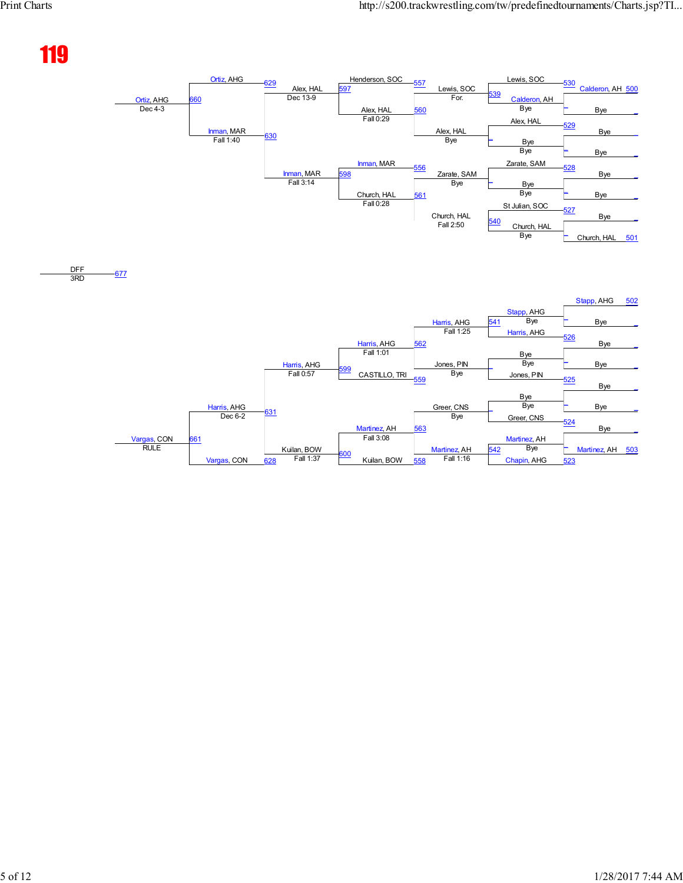# 119

## Consolation Bracket (Upper)

| Round | Bout | Wrestler 1 | Wrestler 2 | Winner | Result |
|---|---|---|---|---|---|
| 1 | 530 | Lewis, SOC | Calderon, AH | Calderon, AH (500) | Bye |
| 1 | – | Bye | Bye | Bye | |
| 1 | 529 | Alex, HAL | Bye | Bye | |
| 1 | 528 | Zarate, SAM | Bye | Bye | |
| 1 | – | Bye | Bye | Bye | |
| 1 | 527 | St Julian, SOC | Bye | Church, HAL (501) | |
| 2 | 539 | Lewis, SOC | Calderon, AH | Lewis, SOC | For. |
| 2 | – | Alex, HAL | Bye | Alex, HAL | Bye |
| 2 | – | Zarate, SAM | Bye | Zarate, SAM | Bye |
| 2 | 540 | St Julian, SOC | Church, HAL | Church, HAL | Fall 2:50 |
| 3 | 557 | Henderson, SOC | Lewis, SOC | | |
| 3 | 560 | Alex, HAL | | Alex, HAL | Fall 0:29 |
| 3 | 556 | Inman, MAR | Zarate, SAM | | |
| 3 | 561 | Church, HAL | | Church, HAL | Fall 0:28 |
| 4 | 597 | Henderson, SOC | Alex, HAL | Alex, HAL | Dec 13-9 |
| 4 | 598 | Inman, MAR | Church, HAL | Inman, MAR | Fall 3:14 |
| 5 | 629 | Ortiz, AHG | Alex, HAL | | |
| 5 | 630 | Inman, MAR | Inman, MAR | Inman, MAR | Fall 1:40 |
| 6 | 660 | Ortiz, AHG | Inman, MAR | Ortiz, AHG | Dec 4-3 |

## 3rd Place

| Bout | Winner | Result |
|---|---|---|
| 677 | DFF | 3RD |

## Consolation Bracket (Lower)

| Round | Bout | Wrestler 1 | Wrestler 2 | Winner | Result |
|---|---|---|---|---|---|
| 1 | – | Stapp, AHG (502) | Bye | Stapp, AHG | Bye |
| 1 | 526 | Harris, AHG | Bye | Bye | |
| 1 | 525 | Jones, PIN | Bye | Bye | |
| 1 | 524 | Greer, CNS | Bye | Bye | |
| 1 | 523 | Chapin, AHG | Martinez, AH (503) | Martinez, AH | Bye |
| 2 | 541 | Stapp, AHG | Harris, AHG | Harris, AHG | Fall 1:25 |
| 2 | – | Bye | Jones, PIN | Jones, PIN | Bye |
| 2 | – | Bye | Greer, CNS | Greer, CNS | Bye |
| 2 | 542 | Martinez, AH | Chapin, AHG | Martinez, AH | Fall 1:16 |
| 3 | 562 | Harris, AHG | | Harris, AHG | Fall 1:01 |
| 3 | 559 | CASTILLO, TRI | Jones, PIN | | |
| 3 | 563 | Martinez, AH | Greer, CNS | Martinez, AH | Fall 3:08 |
| 3 | 558 | Kuilan, BOW | Martinez, AH | | |
| 4 | 599 | Harris, AHG | CASTILLO, TRI | Harris, AHG | Fall 0:57 |
| 4 | 600 | Martinez, AH | Kuilan, BOW | Kuilan, BOW | Fall 1:37 |
| 5 | 631 | Harris, AHG | Kuilan, BOW | Harris, AHG | Dec 6-2 |
| 5 | 628 | Vargas, CON | | | |
| 6 | 661 | Harris, AHG | Vargas, CON | Vargas, CON | RULE |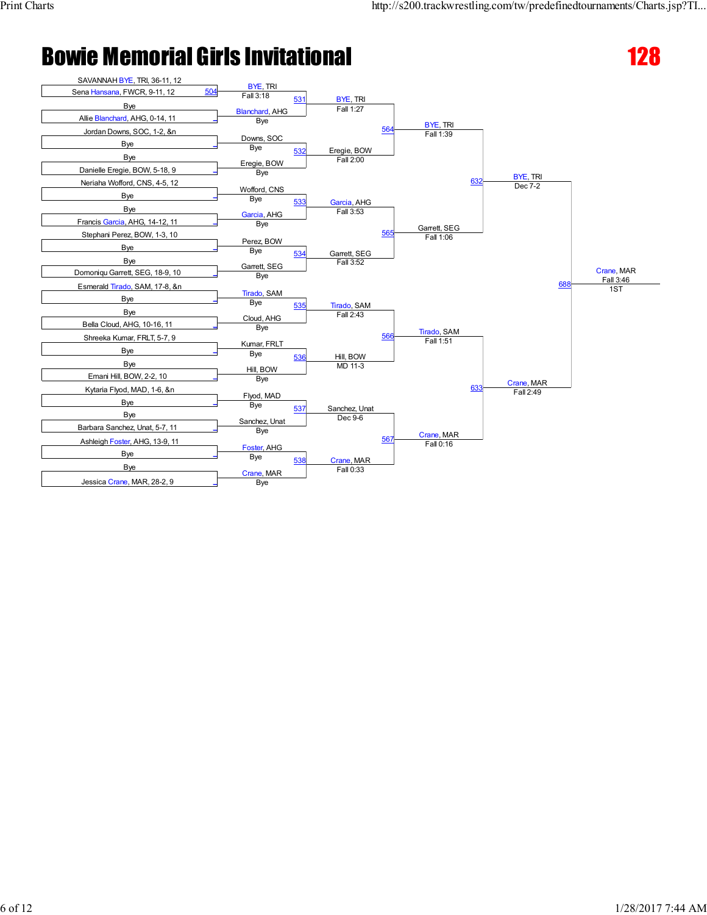# Bowie Memorial Girls Invitational

**128**

## First Round

| Bout | Wrestler 1 | Wrestler 2 | Winner | Result |
|---|---|---|---|---|
| 504 | SAVANNAH BYE, TRI, 36-11, 12 | Sena Hansana, FWCR, 9-11, 12 | BYE, TRI | Fall 3:18 |
| | Bye | Allie Blanchard, AHG, 0-14, 11 | Blanchard, AHG | Bye |
| | Jordan Downs, SOC, 1-2, &n | Bye | Downs, SOC | Bye |
| | Bye | Danielle Eregie, BOW, 5-18, 9 | Eregie, BOW | Bye |
| | Neriaha Wofford, CNS, 4-5, 12 | Bye | Wofford, CNS | Bye |
| | Bye | Francis Garcia, AHG, 14-12, 11 | Garcia, AHG | Bye |
| | Stephani Perez, BOW, 1-3, 10 | Bye | Perez, BOW | Bye |
| | Bye | Domoniqu Garrett, SEG, 18-9, 10 | Garrett, SEG | Bye |
| | Esmerald Tirado, SAM, 17-8, &n | Bye | Tirado, SAM | Bye |
| | Bye | Bella Cloud, AHG, 10-16, 11 | Cloud, AHG | Bye |
| | Shreeka Kumar, FRLT, 5-7, 9 | Bye | Kumar, FRLT | Bye |
| | Bye | Emani Hill, BOW, 2-2, 10 | Hill, BOW | Bye |
| | Kytaria Flyod, MAD, 1-6, &n | Bye | Flyod, MAD | Bye |
| | Bye | Barbara Sanchez, Unat, 5-7, 11 | Sanchez, Unat | Bye |
| | Ashleigh Foster, AHG, 13-9, 11 | Bye | Foster, AHG | Bye |
| | Bye | Jessica Crane, MAR, 28-2, 9 | Crane, MAR | Bye |

## Second Round

| Bout | Winner | Result |
|---|---|---|
| 531 | BYE, TRI | Fall 1:27 |
| 532 | Eregie, BOW | Fall 2:00 |
| 533 | Garcia, AHG | Fall 3:53 |
| 534 | Garrett, SEG | Fall 3:52 |
| 535 | Tirado, SAM | Fall 2:43 |
| 536 | Hill, BOW | MD 11-3 |
| 537 | Sanchez, Unat | Dec 9-6 |
| 538 | Crane, MAR | Fall 0:33 |

## Quarterfinals

| Bout | Winner | Result |
|---|---|---|
| 564 | BYE, TRI | Fall 1:39 |
| 565 | Garrett, SEG | Fall 1:06 |
| 566 | Tirado, SAM | Fall 1:51 |
| 567 | Crane, MAR | Fall 0:16 |

## Semifinals

| Bout | Winner | Result |
|---|---|---|
| 632 | BYE, TRI | Dec 7-2 |
| 633 | Crane, MAR | Fall 2:49 |

## Final

| Bout | Winner | Result |
|---|---|---|
| 688 | Crane, MAR | Fall 3:46 |

1ST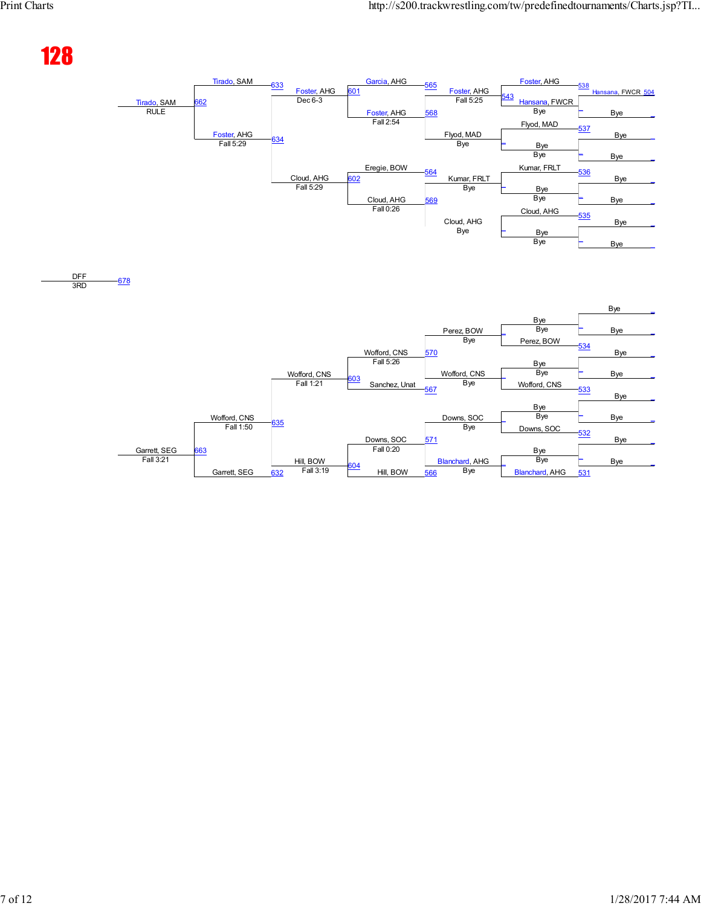# 128

## Top Bracket

**Round 1 (Match 538–535):**
- Hansana, FWCR (504) vs Bye
- Bye vs Bye
- Bye vs Bye
- Bye vs Bye
- Bye vs Bye

**Round 2:**
- 538: Foster, AHG
- Hansana, FWCR
- 537: Flyod, MAD — Bye
- 536: Kumar, FRLT — Bye
- 535: Cloud, AHG — Bye

**Round 3:**
- 543: Foster, AHG — Fall 5:25
- Flyod, MAD — Bye
- Kumar, FRLT — Bye
- Cloud, AHG — Bye

**Round 4:**
- 565: Garcia, AHG
- 568: Foster, AHG — Fall 2:54
- 564: Eregie, BOW
- 569: Cloud, AHG — Fall 0:26

**Quarterfinals:**
- 601: Foster, AHG — Dec 6-3
- 602: Cloud, AHG — Fall 5:29

**Semifinals:**
- 633: Tirado, SAM
- 634: Foster, AHG — Fall 5:29

**Final:**
- 662: Tirado, SAM — RULE

**3rd Place:**
- 678: DFF — 3RD

## Bottom Bracket

**Round 1/2:**
- 534: Perez, BOW (Byes)
- 533: Wofford, CNS (Byes)
- 532: Downs, SOC (Byes)
- 531: Blanchard, AHG (Byes)

**Round 3:**
- Perez, BOW — Bye
- Wofford, CNS — Bye
- Downs, SOC — Bye
- Blanchard, AHG — Bye

**Round 4:**
- 570: Wofford, CNS — Fall 5:26
- 567: Sanchez, Unat
- 571: Downs, SOC — Fall 0:20
- 566: Hill, BOW

**Quarterfinals:**
- 603: Wofford, CNS — Fall 1:21
- 604: Hill, BOW — Fall 3:19

**Semifinals:**
- 635: Wofford, CNS — Fall 1:50
- 632: Garrett, SEG

**Final:**
- 663: Garrett, SEG — Fall 3:21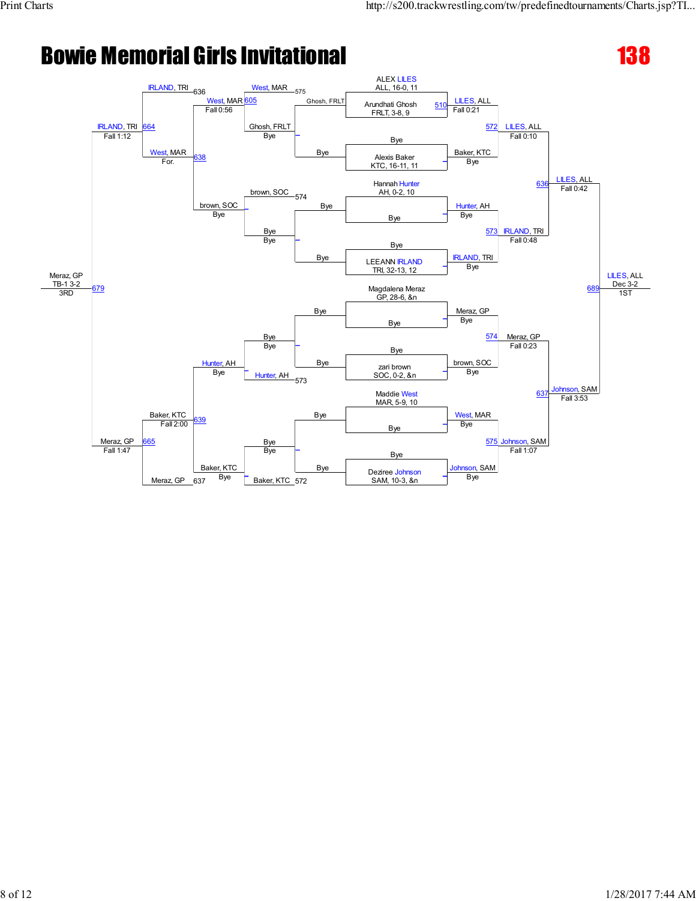# Bowie Memorial Girls Invitational

## 138

### Championship Bracket

**Seeds / First Round**

- ALEX LILES, ALL, 16-0, 11 vs Arundhati Ghosh, FRLT, 3-8, 9 — 510 LILES, ALL, Fall 0:21
- Bye vs Alexis Baker, KTC, 16-11, 11 — Baker, KTC, Bye
- Hannah Hunter, AH, 0-2, 10 vs Bye — Hunter, AH, Bye
- Bye vs LEEANN IRLAND, TRI, 32-13, 12 — IRLAND, TRI, Bye
- Magdalena Meraz, GP, 28-6, &n vs Bye — Meraz, GP, Bye
- Bye vs zari brown, SOC, 0-2, &n — brown, SOC, Bye
- Maddie West, MAR, 5-9, 10 vs Bye — West, MAR, Bye
- Bye vs Deziree Johnson, SAM, 10-3, &n — Johnson, SAM, Bye

**Quarterfinals**

- 572 LILES, ALL, Fall 0:10
- 573 IRLAND, TRI, Fall 0:48
- 574 Meraz, GP, Fall 0:23
- 575 Johnson, SAM, Fall 1:07

**Semifinals**

- 636 LILES, ALL, Fall 0:42
- 637 Johnson, SAM, Fall 3:53

**Final**

- 689 LILES, ALL, Dec 3-2 — 1ST

### Consolation Bracket

- Ghosh, FRLT vs Bye (–) — Ghosh, FRLT, Bye
- brown, SOC vs Bye (–) — brown, SOC, Bye
- Bye vs Bye (–) — Bye, Bye
- Bye vs Bye (–) — Bye, Bye
- 575 West, MAR vs Ghosh, FRLT — 605 West, MAR, Fall 0:56
- 574 brown, SOC vs Bye — brown, SOC, Bye
- 573 Hunter, AH vs Bye — Hunter, AH, Bye
- 572 Baker, KTC vs Bye — Baker, KTC, Bye
- 636 IRLAND, TRI vs West, MAR — 638 West, MAR, For.
- 637 Meraz, GP vs Baker, KTC — 639 Baker, KTC, Fall 2:00
- 664 IRLAND, TRI, Fall 1:12
- 665 Meraz, GP, Fall 1:47
- 679 Meraz, GP, TB-1 3-2 — 3RD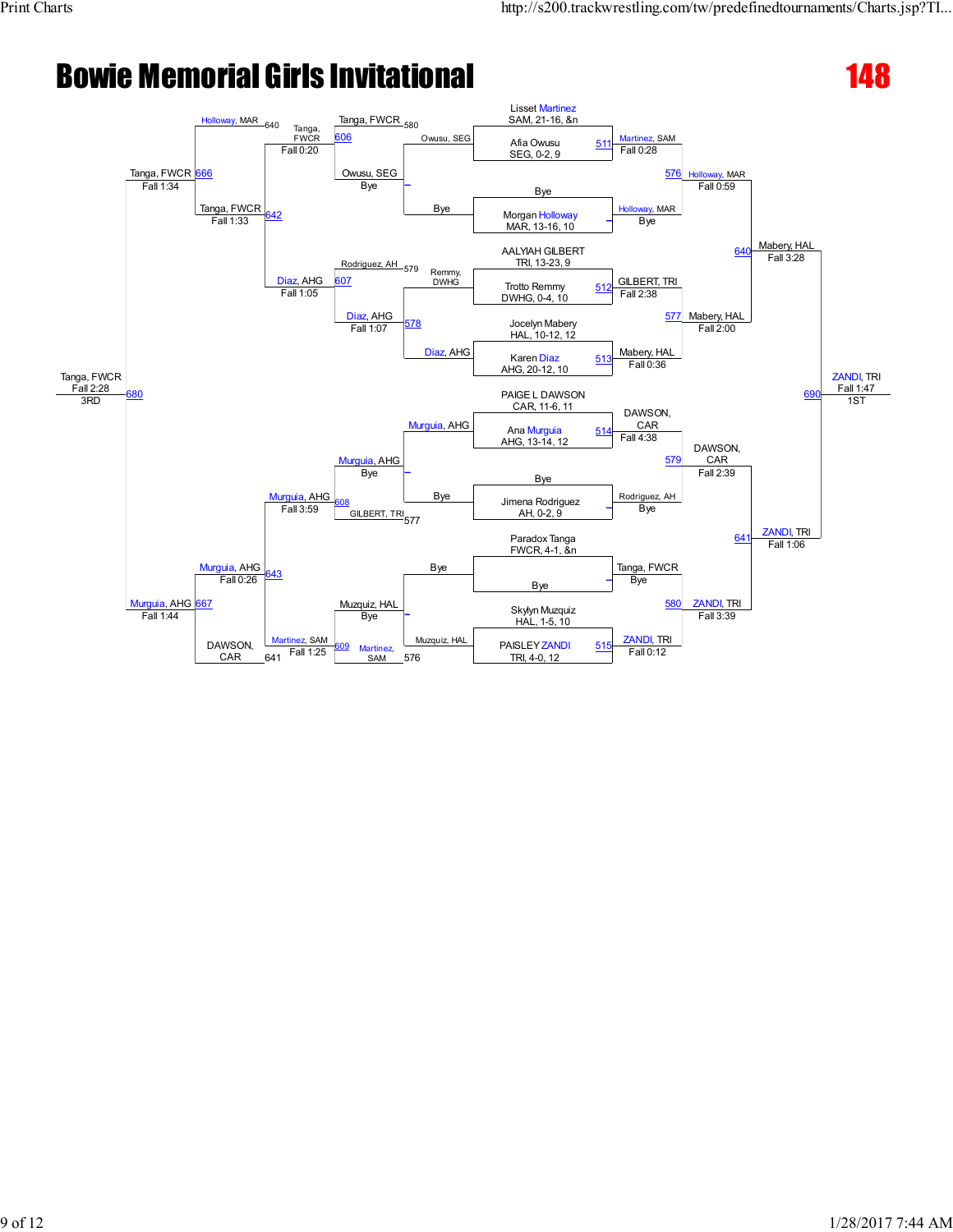# Bowie Memorial Girls Invitational

## 148

### Championship Bracket

**Round 1 (Seeds / Entrants)**

| Bout | Wrestler A | Wrestler B | Winner | Result |
|---|---|---|---|---|
| 511 | Lisset Martinez, SAM, 21-16, &n | Afia Owusu, SEG, 0-2, 9 | Martinez, SAM | Fall 0:28 |
| – | Bye | Morgan Holloway, MAR, 13-16, 10 | Holloway, MAR | Bye |
| 512 | AALYIAH GILBERT, TRI, 13-23, 9 | Trotto Remmy, DWHG, 0-4, 10 | GILBERT, TRI | Fall 2:38 |
| 513 | Jocelyn Mabery, HAL, 10-12, 12 | Karen Diaz, AHG, 20-12, 10 | Mabery, HAL | Fall 0:36 |
| 514 | PAIGE L DAWSON, CAR, 11-6, 11 | Ana Murguia, AHG, 13-14, 12 | DAWSON, CAR | Fall 4:38 |
| – | Bye | Jimena Rodriguez, AH, 0-2, 9 | Rodriguez, AH | Bye |
| – | Paradox Tanga, FWCR, 4-1, &n | Bye | Tanga, FWCR | Bye |
| 515 | Skylyn Muzquiz, HAL, 1-5, 10 | PAISLEY ZANDI, TRI, 4-0, 12 | ZANDI, TRI | Fall 0:12 |

**Quarterfinals**

| Bout | Winner | Result |
|---|---|---|
| 576 | Holloway, MAR | Fall 0:59 |
| 577 | Mabery, HAL | Fall 2:00 |
| 579 | DAWSON, CAR | Fall 2:39 |
| 580 | ZANDI, TRI | Fall 3:39 |

**Semifinals**

| Bout | Winner | Result |
|---|---|---|
| 640 | Mabery, HAL | Fall 3:28 |
| 641 | ZANDI, TRI | Fall 1:06 |

**Championship**

| Bout | Winner | Result | Place |
|---|---|---|---|
| 690 | ZANDI, TRI | Fall 1:47 | 1ST |

### Consolation Bracket

| Bout | Wrestler A | Wrestler B | Winner | Result |
|---|---|---|---|---|
| – | Owusu, SEG | Bye | Owusu, SEG | Bye |
| 578 | Remmy, DWHG | Diaz, AHG | Diaz, AHG | |
| – | Murguia, AHG | Bye | Murguia, AHG | Bye |
| – | Bye | Muzquiz, HAL | Muzquiz, HAL | Bye |
| 606 | Tanga, FWCR (580) | Owusu, SEG | Tanga, FWCR | Fall 0:20 |
| 607 | Rodriguez, AH (579) | Diaz, AHG | Diaz, AHG | Fall 1:07 |
| 608 | Murguia, AHG | GILBERT, TRI (577) | Murguia, AHG | Fall 3:59 |
| 609 | Muzquiz, HAL | Martinez, SAM (576) | Martinez, SAM | |
| 642 | Tanga, FWCR | Diaz, AHG | Tanga, FWCR | Fall 1:33 |
| 643 | Murguia, AHG | Martinez, SAM | Murguia, AHG | Fall 0:26 |
| 666 | Holloway, MAR (640) | Tanga, FWCR | Tanga, FWCR | Fall 1:34 |
| 667 | Murguia, AHG | DAWSON, CAR (641) | Murguia, AHG | Fall 1:44 |
| 680 | Tanga, FWCR | Murguia, AHG | Tanga, FWCR | Fall 2:28 |

Other results shown: Diaz, AHG Fall 1:05; Martinez, SAM Fall 1:25.

**3rd Place:** Tanga, FWCR — Fall 2:28 — 3RD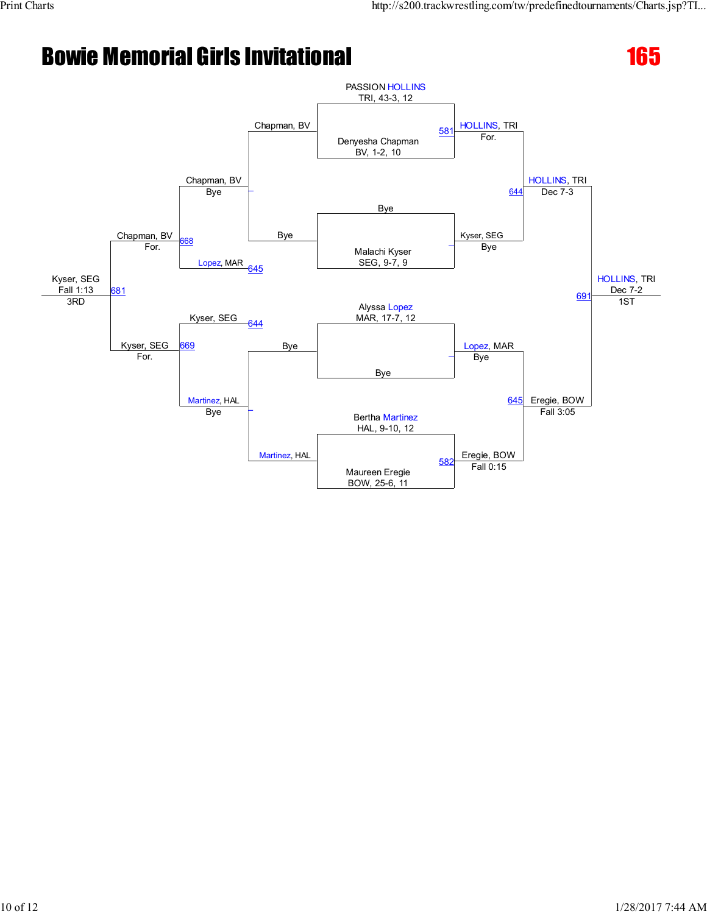# Bowie Memorial Girls Invitational

## 165

### Championship Bracket

**Seeds / Entrants:**

- PASSION HOLLINS, TRI, 43-3, 12
- Denyesha Chapman, BV, 1-2, 10
- Bye
- Malachi Kyser, SEG, 9-7, 9
- Alyssa Lopez, MAR, 17-7, 12
- Bye
- Bertha Martinez, HAL, 9-10, 12
- Maureen Eregie, BOW, 25-6, 11

**First Round:**

- 581: HOLLINS, TRI over Chapman, BV — For.
- Kyser, SEG — Bye
- Lopez, MAR — Bye
- 582: Eregie, BOW over Martinez, HAL — Fall 0:15

**Semifinals:**

- 644: HOLLINS, TRI over Kyser, SEG — Dec 7-3
- 645: Eregie, BOW over Lopez, MAR — Fall 3:05

**Final:**

- 691: HOLLINS, TRI over Eregie, BOW — Dec 7-2 — 1ST

### Consolation Bracket

- Chapman, BV — Bye
- Bye
- Martinez, HAL
- Chapman, BV — Bye (vs. Lopez, MAR, loser of 645)
- Martinez, HAL — Bye
- 668: Chapman, BV over Lopez, MAR — For.
- 669: Kyser, SEG (loser of 644) over Martinez, HAL — For.
- 681: Kyser, SEG over Chapman, BV — Fall 1:13 — 3RD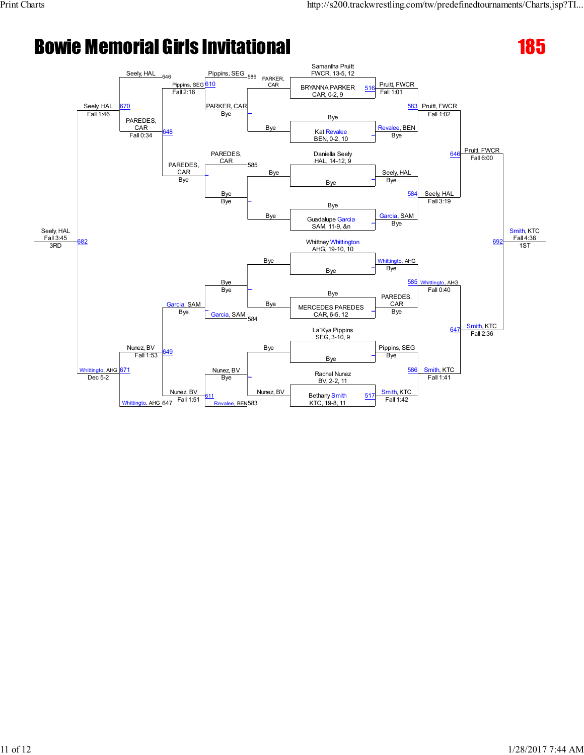# Bowie Memorial Girls Invitational

## 185

### Championship Bracket

**Seeded entries:**

- Samantha Pruitt — FWCR, 13-5, 12
- BRYANNA PARKER — CAR, 0-2, 9
- Bye
- Kat Revalee — BEN, 0-2, 10
- Daniella Seely — HAL, 14-12, 9
- Bye
- Bye
- Guadalupe Garcia — SAM, 11-9, &n
- Whittney Whittington — AHG, 19-10, 10
- Bye
- Bye
- MERCEDES PAREDES — CAR, 6-5, 12
- La`Kya Pippins — SEG, 3-10, 9
- Bye
- Rachel Nunez — BV, 2-2, 11
- Bethany Smith — KTC, 19-8, 11

**First round:**

- 516: Pruitt, FWCR — Fall 1:01
- Revalee, BEN — Bye
- Seely, HAL — Bye
- Garcia, SAM — Bye
- Whittingto, AHG — Bye
- PAREDES, CAR — Bye
- Pippins, SEG — Bye
- 517: Smith, KTC — Fall 1:42

**Quarterfinals:**

- 583: Pruitt, FWCR — Fall 1:02
- 584: Seely, HAL — Fall 3:19
- 585: Whittingto, AHG — Fall 0:40
- 586: Smith, KTC — Fall 1:41

**Semifinals:**

- 646: Pruitt, FWCR — Fall 6:00
- 647: Smith, KTC — Fall 2:36

**Final:**

- 692: Smith, KTC — Fall 4:36 — 1ST

### Consolation Bracket

**First round:**

- PARKER, CAR — Bye
- PAREDES, CAR — Bye
- Bye / Bye
- Bye / Bye
- Garcia, SAM (Loser of 584)
- Nunez, BV — Bye

**Consolation:**

- 586: Pippins, SEG vs. PARKER, CAR — 610: Pippins, SEG — Fall 2:16
- 585: PAREDES, CAR — PAREDES, CAR — Bye
- 584: Garcia, SAM — Garcia, SAM — Bye
- 583: Revalee, BEN vs. Nunez, BV — 611: Nunez, BV — Fall 1:51

**Consolation semifinals:**

- 646: Seely, HAL vs. Pippins, SEG — 670: Seely, HAL — Fall 1:46
- 648: PAREDES, CAR — Fall 0:34
- 649: Nunez, BV — Fall 1:53
- 647: Whittingto, AHG vs. Nunez, BV — 671: Whittingto, AHG — Dec 5-2

**3rd Place:**

- 682: Seely, HAL — Fall 3:45 — 3RD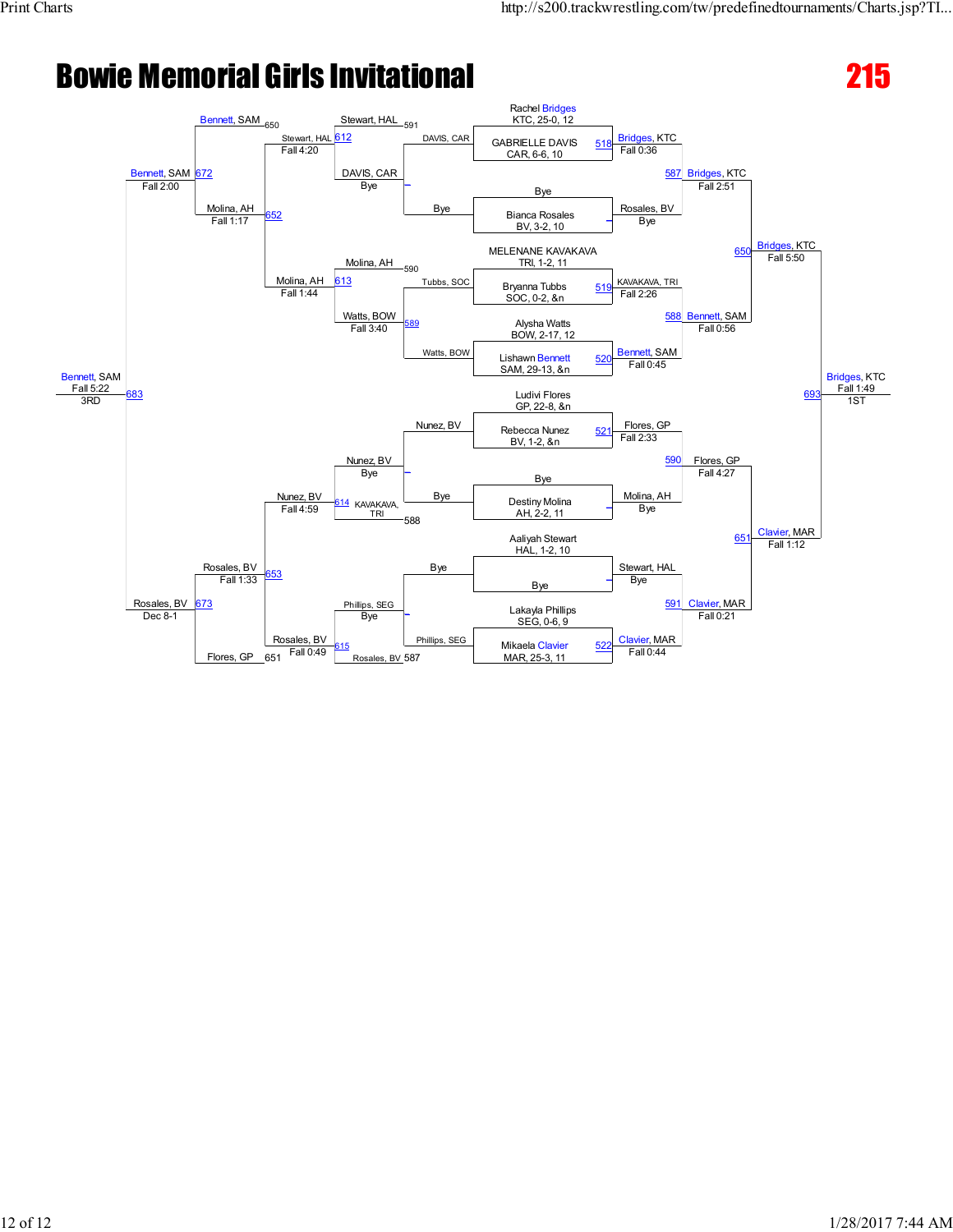# Bowie Memorial Girls Invitational

**215**

Rachel Bridges
KTC, 25-0, 12

GABRIELLE DAVIS
CAR, 6-6, 10

518 Bridges, KTC
Fall 0:36

Bye

Bianca Rosales
BV, 3-2, 10

Rosales, BV
Bye

587 Bridges, KTC
Fall 2:51

MELENANE KAVAKAVA
TRI, 1-2, 11

Bryanna Tubbs
SOC, 0-2, &n

519 KAVAKAVA, TRI
Fall 2:26

Alysha Watts
BOW, 2-17, 12

Lishawn Bennett
SAM, 29-13, &n

520 Bennett, SAM
Fall 0:45

588 Bennett, SAM
Fall 0:56

650 Bridges, KTC
Fall 5:50

Ludivi Flores
GP, 22-8, &n

Rebecca Nunez
BV, 1-2, &n

521 Flores, GP
Fall 2:33

Bye

Destiny Molina
AH, 2-2, 11

Molina, AH
Bye

590 Flores, GP
Fall 4:27

Aaliyah Stewart
HAL, 1-2, 10

Bye

Stewart, HAL
Bye

Lakayla Phillips
SEG, 0-6, 9

Mikaela Clavier
MAR, 25-3, 11

522 Clavier, MAR
Fall 0:44

591 Clavier, MAR
Fall 0:21

651 Clavier, MAR
Fall 1:12

693 Bridges, KTC
Fall 1:49
1ST

Consolation bracket:

DAVIS, CAR / Bye — DAVIS, CAR, Bye
Stewart, HAL 591
612 Stewart, HAL
Fall 4:20

Tubbs, SOC / Watts, BOW — 589 Watts, BOW, Fall 3:40
Molina, AH 590
613 Molina, AH
Fall 1:44

Bennett, SAM 650
652 Molina, AH
Fall 1:17

672 Bennett, SAM
Fall 2:00

Nunez, BV / Bye — Nunez, BV, Bye
614 KAVAKAVA, TRI 588
Nunez, BV
Fall 4:59

Bye / Phillips, SEG — Phillips, SEG, Bye
615 Rosales, BV 587
Rosales, BV
Fall 0:49

653 Rosales, BV
Fall 1:33

Flores, GP 651

673 Rosales, BV
Dec 8-1

683 Bennett, SAM
Fall 5:22
3RD